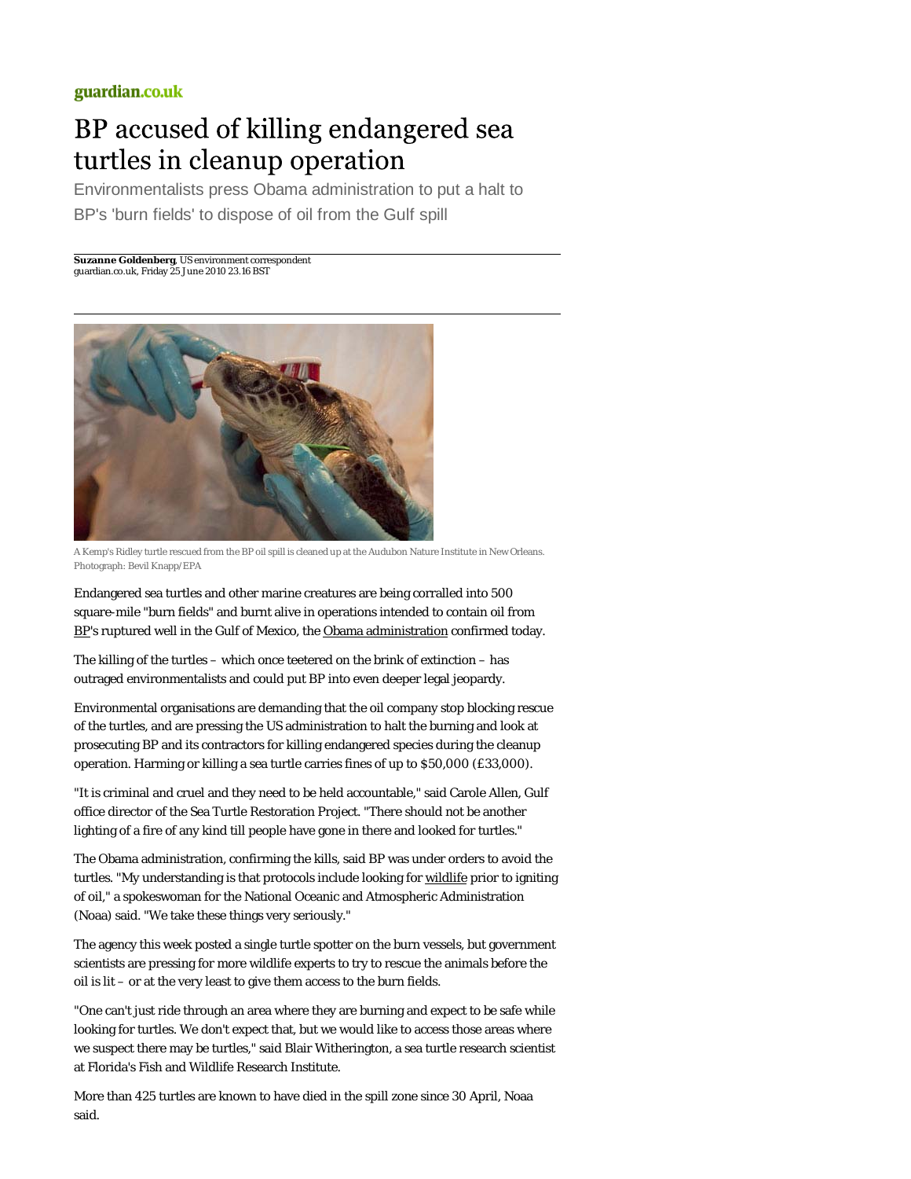guardian.co.uk

# BP accused of killing endangered sea turtles in cleanup operation

Environmentalists press Obama administration to put a halt to BP's 'burn fields' to dispose of oil from the Gulf spill

**Suzanne Goldenberg**, US environment correspondent
guardian.co.uk, Friday 25 June 2010 23.16 BST

A Kemp's Ridley turtle rescued from the BP oil spill is cleaned up at the Audubon Nature Institute in New Orleans. Photograph: Bevil Knapp/EPA

Endangered sea turtles and other marine creatures are being corralled into 500 square-mile "burn fields" and burnt alive in operations intended to contain oil from BP's ruptured well in the Gulf of Mexico, the Obama administration confirmed today.

The killing of the turtles – which once teetered on the brink of extinction – has outraged environmentalists and could put BP into even deeper legal jeopardy.

Environmental organisations are demanding that the oil company stop blocking rescue of the turtles, and are pressing the US administration to halt the burning and look at prosecuting BP and its contractors for killing endangered species during the cleanup operation. Harming or killing a sea turtle carries fines of up to $50,000 (£33,000).

"It is criminal and cruel and they need to be held accountable," said Carole Allen, Gulf office director of the Sea Turtle Restoration Project. "There should not be another lighting of a fire of any kind till people have gone in there and looked for turtles."

The Obama administration, confirming the kills, said BP was under orders to avoid the turtles. "My understanding is that protocols include looking for wildlife prior to igniting of oil," a spokeswoman for the National Oceanic and Atmospheric Administration (Noaa) said. "We take these things very seriously."

The agency this week posted a single turtle spotter on the burn vessels, but government scientists are pressing for more wildlife experts to try to rescue the animals before the oil is lit – or at the very least to give them access to the burn fields.

"One can't just ride through an area where they are burning and expect to be safe while looking for turtles. We don't expect that, but we would like to access those areas where we suspect there may be turtles," said Blair Witherington, a sea turtle research scientist at Florida's Fish and Wildlife Research Institute.

More than 425 turtles are known to have died in the spill zone since 30 April, Noaa said.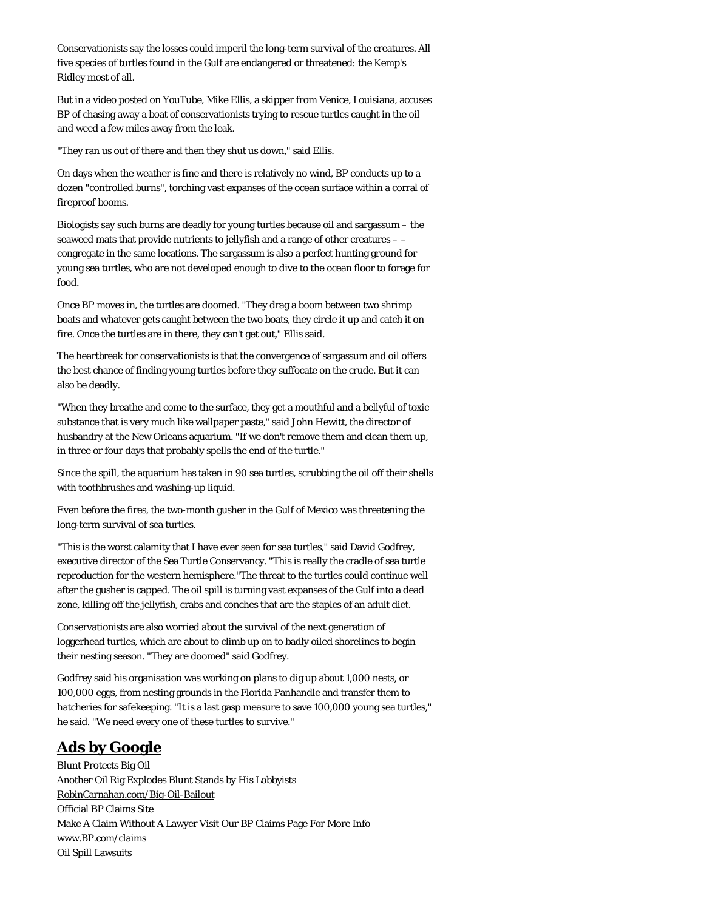Conservationists say the losses could imperil the long-term survival of the creatures. All five species of turtles found in the Gulf are endangered or threatened: the Kemp's Ridley most of all.

But in a video posted on YouTube, Mike Ellis, a skipper from Venice, Louisiana, accuses BP of chasing away a boat of conservationists trying to rescue turtles caught in the oil and weed a few miles away from the leak.

"They ran us out of there and then they shut us down," said Ellis.

On days when the weather is fine and there is relatively no wind, BP conducts up to a dozen "controlled burns", torching vast expanses of the ocean surface within a corral of fireproof booms.

Biologists say such burns are deadly for young turtles because oil and sargassum – the seaweed mats that provide nutrients to jellyfish and a range of other creatures – – congregate in the same locations. The sargassum is also a perfect hunting ground for young sea turtles, who are not developed enough to dive to the ocean floor to forage for food.

Once BP moves in, the turtles are doomed. "They drag a boom between two shrimp boats and whatever gets caught between the two boats, they circle it up and catch it on fire. Once the turtles are in there, they can't get out," Ellis said.

The heartbreak for conservationists is that the convergence of sargassum and oil offers the best chance of finding young turtles before they suffocate on the crude. But it can also be deadly.

"When they breathe and come to the surface, they get a mouthful and a bellyful of toxic substance that is very much like wallpaper paste," said John Hewitt, the director of husbandry at the New Orleans aquarium. "If we don't remove them and clean them up, in three or four days that probably spells the end of the turtle."

Since the spill, the aquarium has taken in 90 sea turtles, scrubbing the oil off their shells with toothbrushes and washing-up liquid.

Even before the fires, the two-month gusher in the Gulf of Mexico was threatening the long-term survival of sea turtles.

"This is the worst calamity that I have ever seen for sea turtles," said David Godfrey, executive director of the Sea Turtle Conservancy. "This is really the cradle of sea turtle reproduction for the western hemisphere."The threat to the turtles could continue well after the gusher is capped. The oil spill is turning vast expanses of the Gulf into a dead zone, killing off the jellyfish, crabs and conches that are the staples of an adult diet.

Conservationists are also worried about the survival of the next generation of loggerhead turtles, which are about to climb up on to badly oiled shorelines to begin their nesting season. "They are doomed" said Godfrey.

Godfrey said his organisation was working on plans to dig up about 1,000 nests, or 100,000 eggs, from nesting grounds in the Florida Panhandle and transfer them to hatcheries for safekeeping. "It is a last gasp measure to save 100,000 young sea turtles," he said. "We need every one of these turtles to survive."

## Ads by Google

Blunt Protects Big Oil
Another Oil Rig Explodes Blunt Stands by His Lobbyists
RobinCarnahan.com/Big-Oil-Bailout
Official BP Claims Site
Make A Claim Without A Lawyer Visit Our BP Claims Page For More Info
www.BP.com/claims
Oil Spill Lawsuits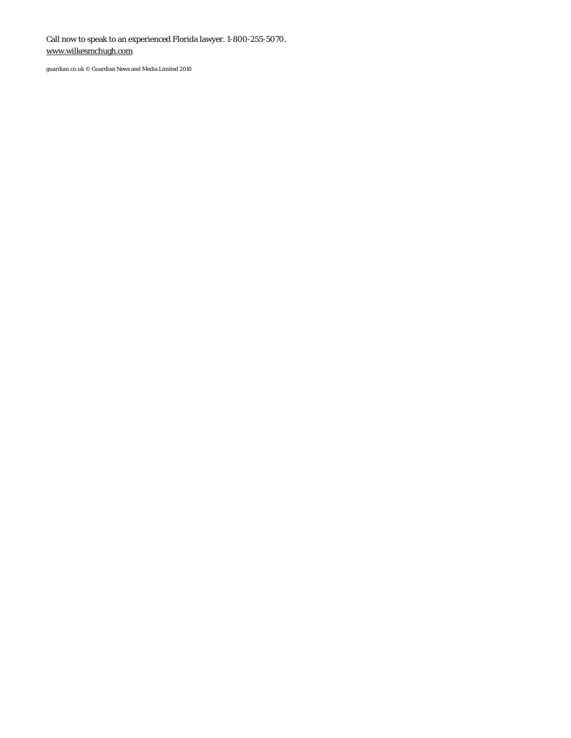Call now to speak to an experienced Florida lawyer. 1-800-255-5070.
www.wilkesmchugh.com

guardian.co.uk © Guardian News and Media Limited 2010